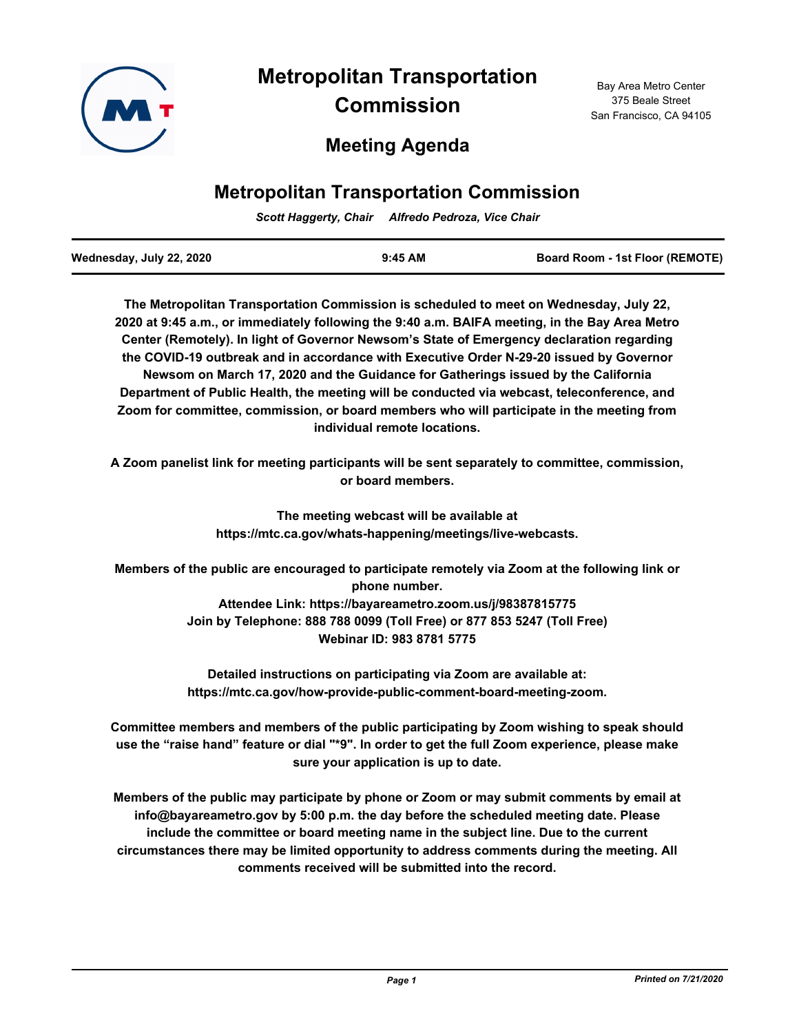# Metropolitan Transportation Commission

Bay Area Metro Center
375 Beale Street
San Francisco, CA 94105

## Meeting Agenda

## Metropolitan Transportation Commission

*Scott Haggerty, Chair     Alfredo Pedroza, Vice Chair*

| Wednesday, July 22, 2020 | 9:45 AM | Board Room - 1st Floor (REMOTE) |
|---|---|---|

**The Metropolitan Transportation Commission is scheduled to meet on Wednesday, July 22, 2020 at 9:45 a.m., or immediately following the 9:40 a.m. BAIFA meeting, in the Bay Area Metro Center (Remotely). In light of Governor Newsom's State of Emergency declaration regarding the COVID-19 outbreak and in accordance with Executive Order N-29-20 issued by Governor Newsom on March 17, 2020 and the Guidance for Gatherings issued by the California Department of Public Health, the meeting will be conducted via webcast, teleconference, and Zoom for committee, commission, or board members who will participate in the meeting from individual remote locations.**

**A Zoom panelist link for meeting participants will be sent separately to committee, commission, or board members.**

**The meeting webcast will be available at https://mtc.ca.gov/whats-happening/meetings/live-webcasts.**

**Members of the public are encouraged to participate remotely via Zoom at the following link or phone number.**
**Attendee Link: https://bayareametro.zoom.us/j/98387815775**
**Join by Telephone: 888 788 0099 (Toll Free) or 877 853 5247 (Toll Free)**
**Webinar ID: 983 8781 5775**

**Detailed instructions on participating via Zoom are available at: https://mtc.ca.gov/how-provide-public-comment-board-meeting-zoom.**

**Committee members and members of the public participating by Zoom wishing to speak should use the "raise hand" feature or dial "*9". In order to get the full Zoom experience, please make sure your application is up to date.**

**Members of the public may participate by phone or Zoom or may submit comments by email at info@bayareametro.gov by 5:00 p.m. the day before the scheduled meeting date. Please include the committee or board meeting name in the subject line. Due to the current circumstances there may be limited opportunity to address comments during the meeting. All comments received will be submitted into the record.**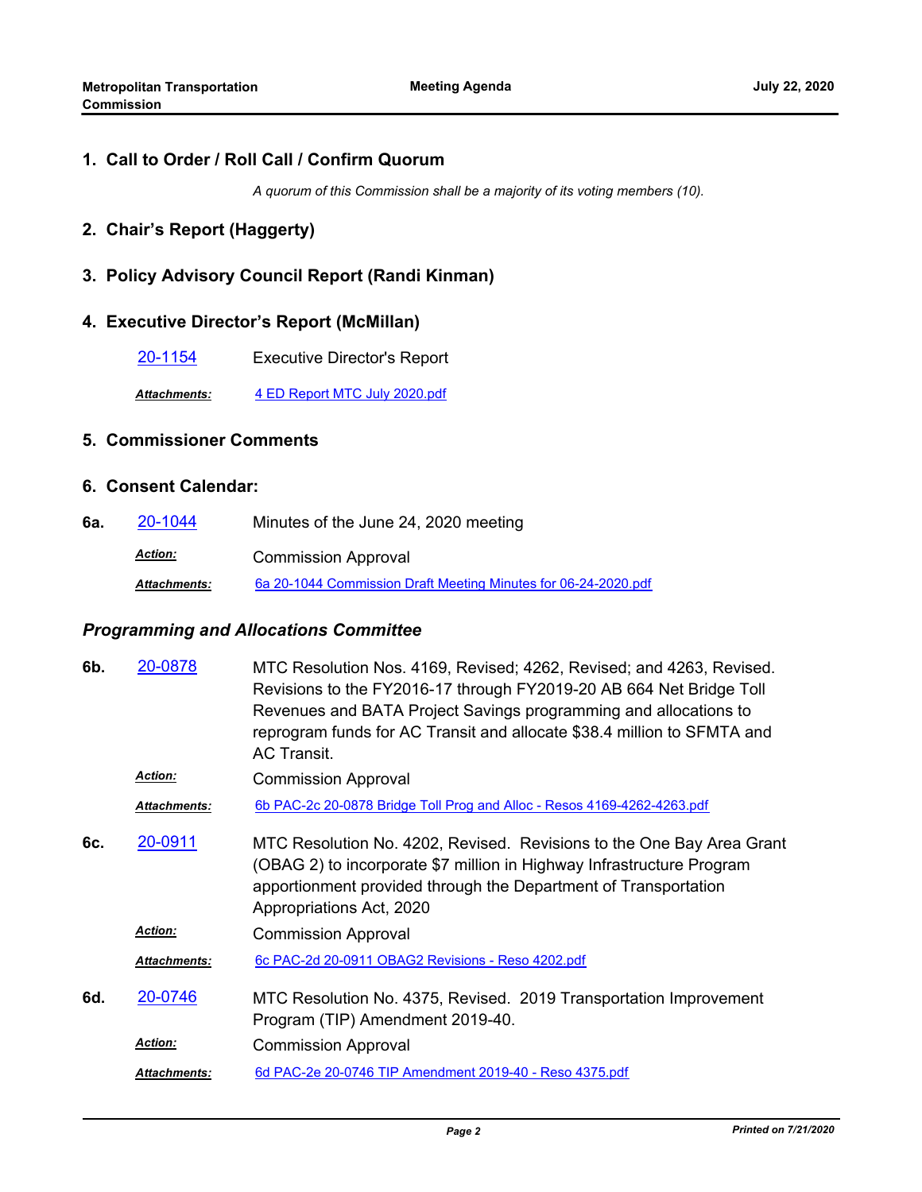## 1. Call to Order / Roll Call / Confirm Quorum

*A quorum of this Commission shall be a majority of its voting members (10).*

## 2. Chair's Report (Haggerty)

## 3. Policy Advisory Council Report (Randi Kinman)

## 4. Executive Director's Report (McMillan)

20-1154 Executive Director's Report

***Attachments:*** 4 ED Report MTC July 2020.pdf

## 5. Commissioner Comments

## 6. Consent Calendar:

**6a.** 20-1044 Minutes of the June 24, 2020 meeting

***Action:*** Commission Approval

***Attachments:*** 6a 20-1044 Commission Draft Meeting Minutes for 06-24-2020.pdf

### *Programming and Allocations Committee*

**6b.** 20-0878 MTC Resolution Nos. 4169, Revised; 4262, Revised; and 4263, Revised. Revisions to the FY2016-17 through FY2019-20 AB 664 Net Bridge Toll Revenues and BATA Project Savings programming and allocations to reprogram funds for AC Transit and allocate $38.4 million to SFMTA and AC Transit.

***Action:*** Commission Approval

***Attachments:*** 6b PAC-2c 20-0878 Bridge Toll Prog and Alloc - Resos 4169-4262-4263.pdf

**6c.** 20-0911 MTC Resolution No. 4202, Revised. Revisions to the One Bay Area Grant (OBAG 2) to incorporate $7 million in Highway Infrastructure Program apportionment provided through the Department of Transportation Appropriations Act, 2020

***Action:*** Commission Approval

***Attachments:*** 6c PAC-2d 20-0911 OBAG2 Revisions - Reso 4202.pdf

**6d.** 20-0746 MTC Resolution No. 4375, Revised. 2019 Transportation Improvement Program (TIP) Amendment 2019-40.

***Action:*** Commission Approval

***Attachments:*** 6d PAC-2e 20-0746 TIP Amendment 2019-40 - Reso 4375.pdf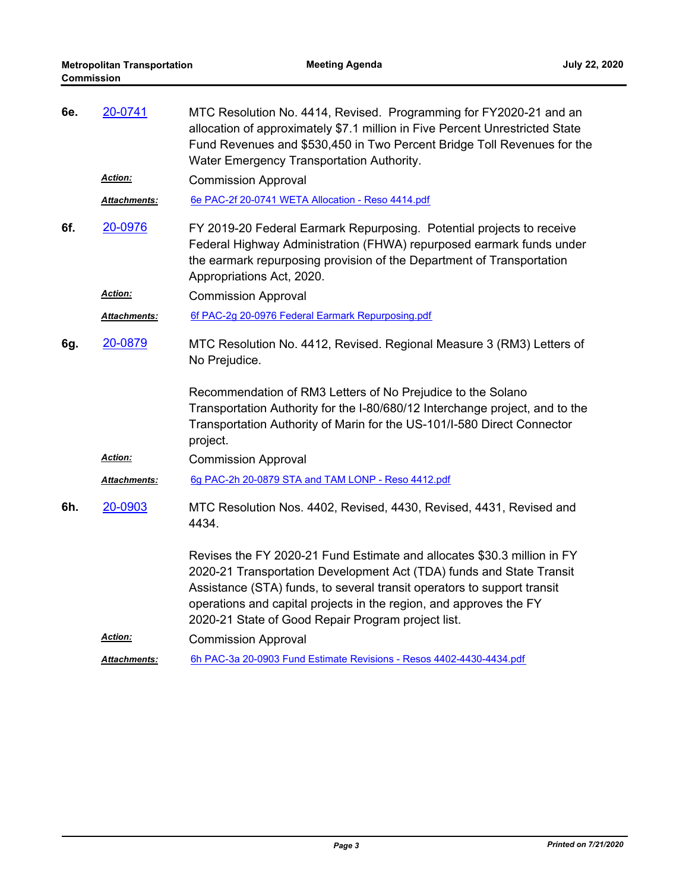**6e.** 20-0741 MTC Resolution No. 4414, Revised. Programming for FY2020-21 and an allocation of approximately $7.1 million in Five Percent Unrestricted State Fund Revenues and $530,450 in Two Percent Bridge Toll Revenues for the Water Emergency Transportation Authority.

***Action:*** Commission Approval

***Attachments:*** 6e PAC-2f 20-0741 WETA Allocation - Reso 4414.pdf

**6f.** 20-0976 FY 2019-20 Federal Earmark Repurposing. Potential projects to receive Federal Highway Administration (FHWA) repurposed earmark funds under the earmark repurposing provision of the Department of Transportation Appropriations Act, 2020.

***Action:*** Commission Approval

***Attachments:*** 6f PAC-2g 20-0976 Federal Earmark Repurposing.pdf

**6g.** 20-0879 MTC Resolution No. 4412, Revised. Regional Measure 3 (RM3) Letters of No Prejudice.

Recommendation of RM3 Letters of No Prejudice to the Solano Transportation Authority for the I-80/680/12 Interchange project, and to the Transportation Authority of Marin for the US-101/I-580 Direct Connector project.

***Action:*** Commission Approval

***Attachments:*** 6g PAC-2h 20-0879 STA and TAM LONP - Reso 4412.pdf

**6h.** 20-0903 MTC Resolution Nos. 4402, Revised, 4430, Revised, 4431, Revised and 4434.

Revises the FY 2020-21 Fund Estimate and allocates $30.3 million in FY 2020-21 Transportation Development Act (TDA) funds and State Transit Assistance (STA) funds, to several transit operators to support transit operations and capital projects in the region, and approves the FY 2020-21 State of Good Repair Program project list.

***Action:*** Commission Approval

***Attachments:*** 6h PAC-3a 20-0903 Fund Estimate Revisions - Resos 4402-4430-4434.pdf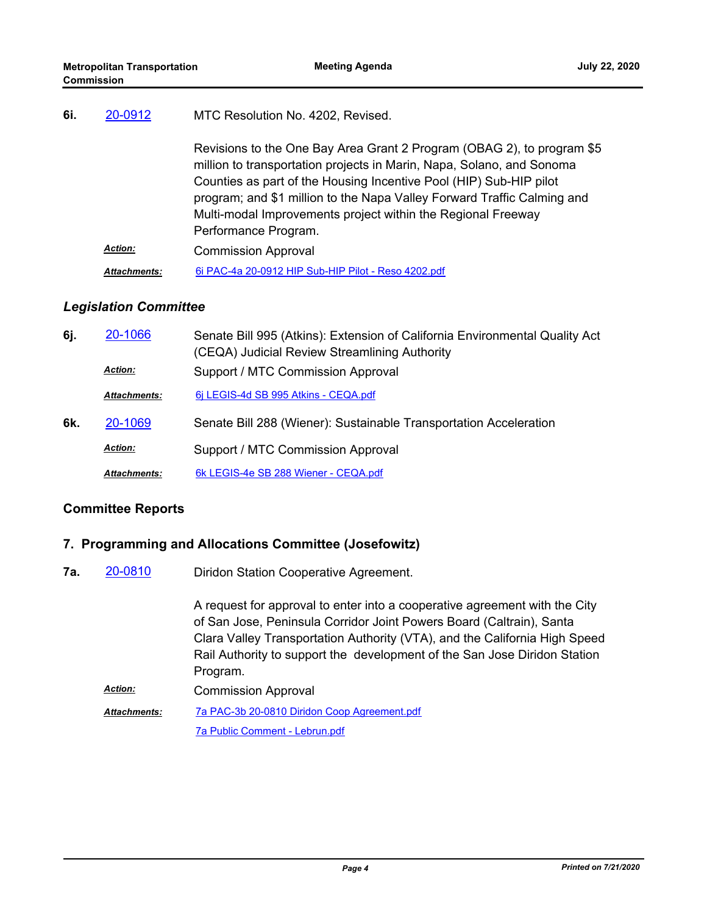**6i.** 20-0912 MTC Resolution No. 4202, Revised.

Revisions to the One Bay Area Grant 2 Program (OBAG 2), to program $5 million to transportation projects in Marin, Napa, Solano, and Sonoma Counties as part of the Housing Incentive Pool (HIP) Sub-HIP pilot program; and $1 million to the Napa Valley Forward Traffic Calming and Multi-modal Improvements project within the Regional Freeway Performance Program.

***Action:*** Commission Approval

***Attachments:*** 6i PAC-4a 20-0912 HIP Sub-HIP Pilot - Reso 4202.pdf

### *Legislation Committee*

**6j.** 20-1066 Senate Bill 995 (Atkins): Extension of California Environmental Quality Act (CEQA) Judicial Review Streamlining Authority

***Action:*** Support / MTC Commission Approval

***Attachments:*** 6j LEGIS-4d SB 995 Atkins - CEQA.pdf

**6k.** 20-1069 Senate Bill 288 (Wiener): Sustainable Transportation Acceleration

***Action:*** Support / MTC Commission Approval

***Attachments:*** 6k LEGIS-4e SB 288 Wiener - CEQA.pdf

## Committee Reports

## 7. Programming and Allocations Committee (Josefowitz)

**7a.** 20-0810 Diridon Station Cooperative Agreement.

A request for approval to enter into a cooperative agreement with the City of San Jose, Peninsula Corridor Joint Powers Board (Caltrain), Santa Clara Valley Transportation Authority (VTA), and the California High Speed Rail Authority to support the development of the San Jose Diridon Station Program.

***Action:*** Commission Approval

***Attachments:*** 7a PAC-3b 20-0810 Diridon Coop Agreement.pdf

7a Public Comment - Lebrun.pdf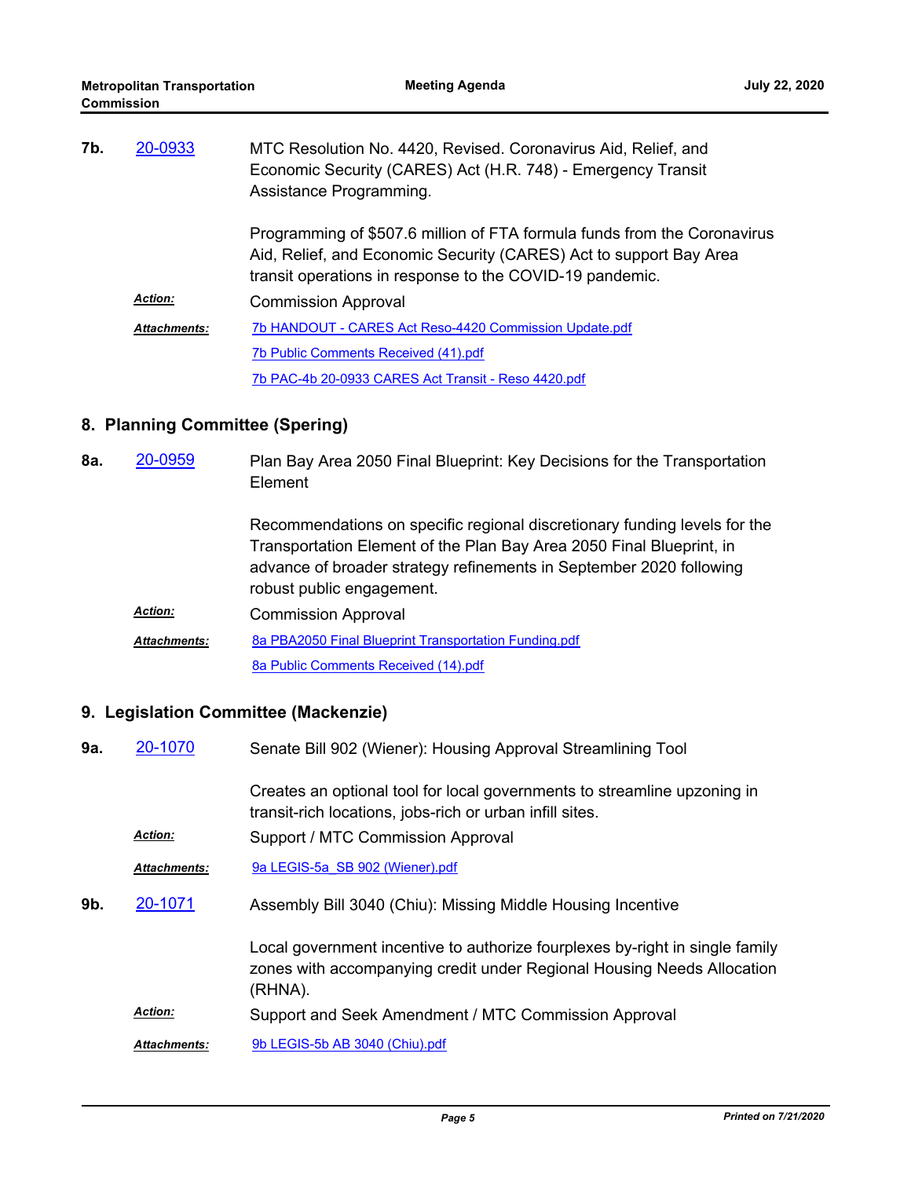**7b.** 20-0933

MTC Resolution No. 4420, Revised. Coronavirus Aid, Relief, and Economic Security (CARES) Act (H.R. 748) - Emergency Transit Assistance Programming.

Programming of $507.6 million of FTA formula funds from the Coronavirus Aid, Relief, and Economic Security (CARES) Act to support Bay Area transit operations in response to the COVID-19 pandemic.

***Action:*** Commission Approval

***Attachments:*** 7b HANDOUT - CARES Act Reso-4420 Commission Update.pdf
7b Public Comments Received (41).pdf
7b PAC-4b 20-0933 CARES Act Transit - Reso 4420.pdf

## 8. Planning Committee (Spering)

**8a.** 20-0959

Plan Bay Area 2050 Final Blueprint: Key Decisions for the Transportation Element

Recommendations on specific regional discretionary funding levels for the Transportation Element of the Plan Bay Area 2050 Final Blueprint, in advance of broader strategy refinements in September 2020 following robust public engagement.

***Action:*** Commission Approval

***Attachments:*** 8a PBA2050 Final Blueprint Transportation Funding.pdf
8a Public Comments Received (14).pdf

## 9. Legislation Committee (Mackenzie)

**9a.** 20-1070

Senate Bill 902 (Wiener): Housing Approval Streamlining Tool

Creates an optional tool for local governments to streamline upzoning in transit-rich locations, jobs-rich or urban infill sites.

***Action:*** Support / MTC Commission Approval

***Attachments:*** 9a LEGIS-5a_SB 902 (Wiener).pdf

**9b.** 20-1071

Assembly Bill 3040 (Chiu): Missing Middle Housing Incentive

Local government incentive to authorize fourplexes by-right in single family zones with accompanying credit under Regional Housing Needs Allocation (RHNA).

***Action:*** Support and Seek Amendment / MTC Commission Approval

***Attachments:*** 9b LEGIS-5b AB 3040 (Chiu).pdf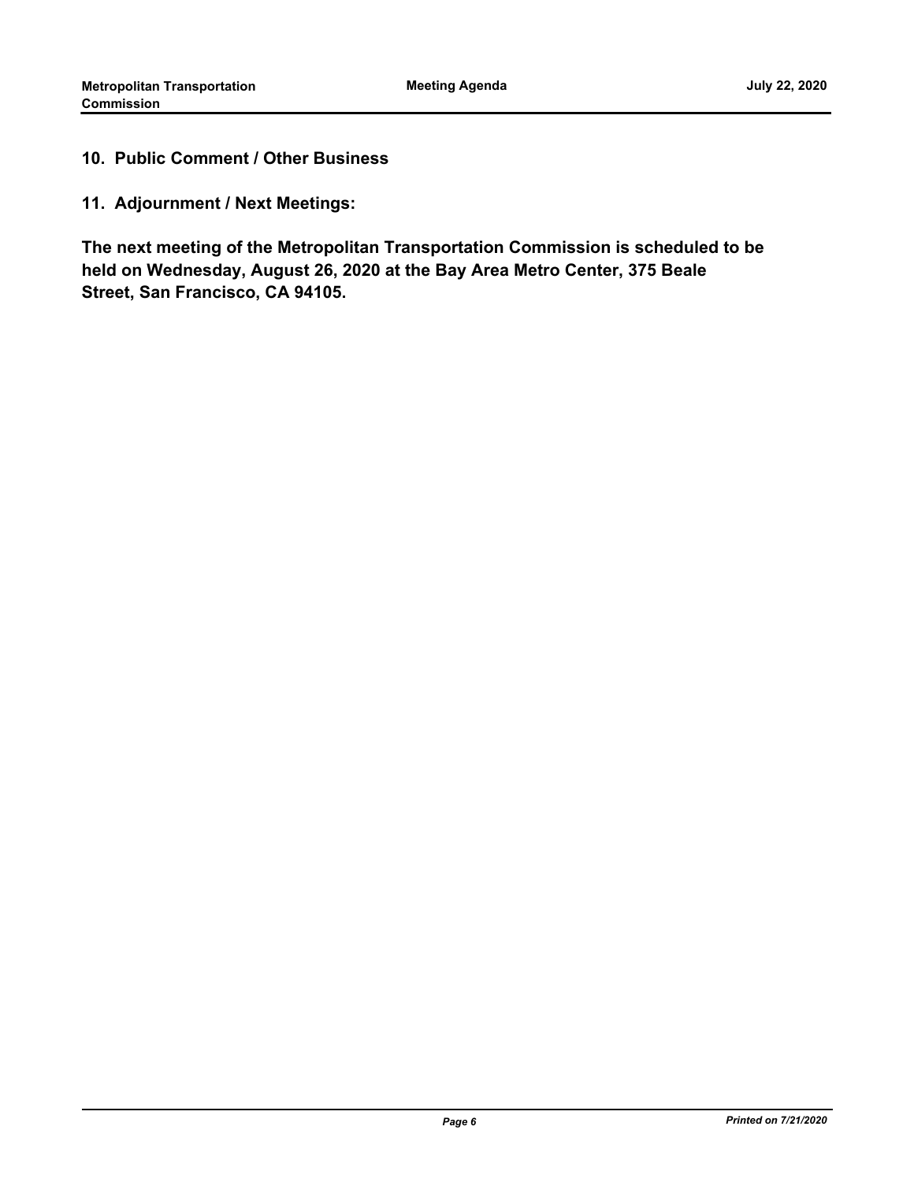## 10. Public Comment / Other Business

## 11. Adjournment / Next Meetings:

**The next meeting of the Metropolitan Transportation Commission is scheduled to be held on Wednesday, August 26, 2020 at the Bay Area Metro Center, 375 Beale Street, San Francisco, CA 94105.**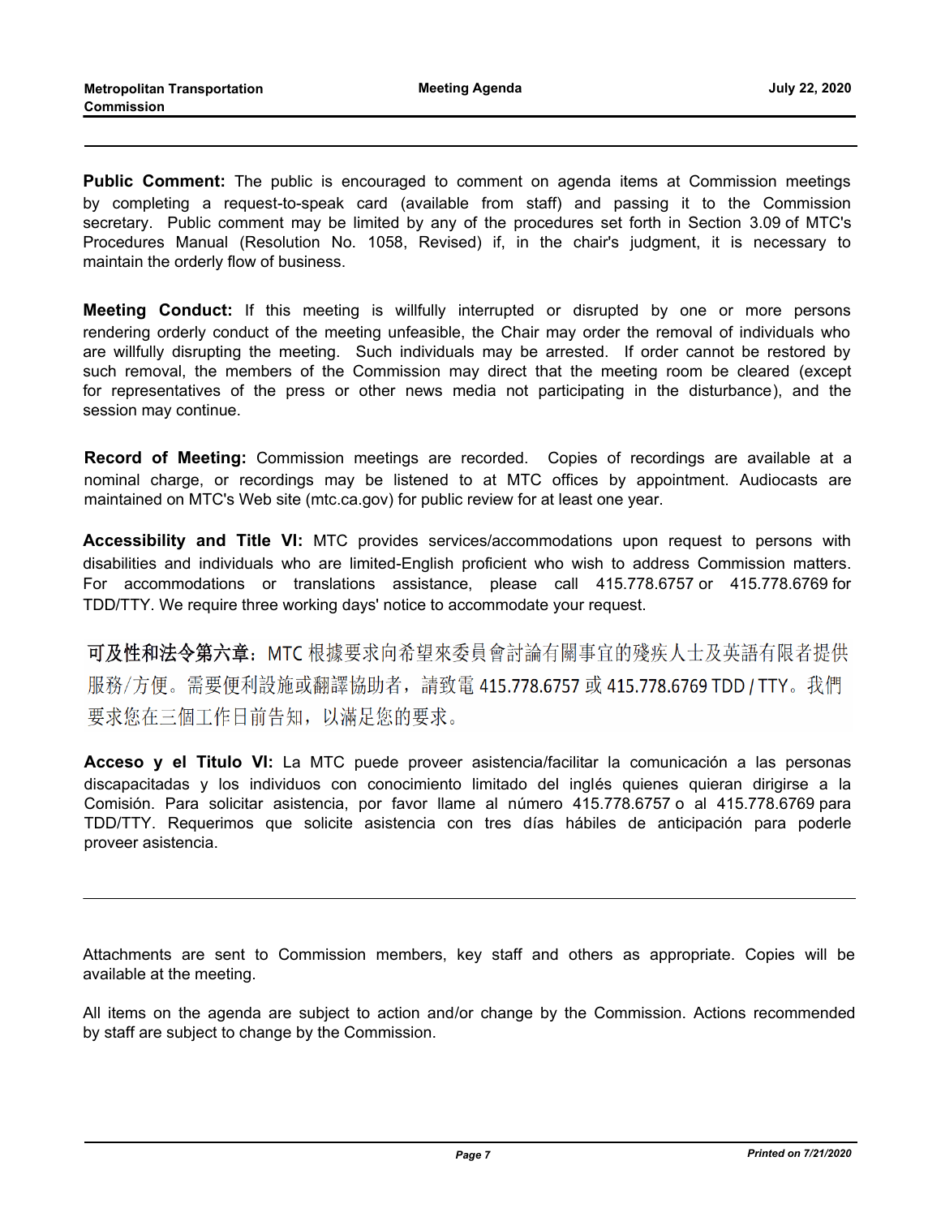**Public Comment:** The public is encouraged to comment on agenda items at Commission meetings by completing a request-to-speak card (available from staff) and passing it to the Commission secretary. Public comment may be limited by any of the procedures set forth in Section 3.09 of MTC's Procedures Manual (Resolution No. 1058, Revised) if, in the chair's judgment, it is necessary to maintain the orderly flow of business.

**Meeting Conduct:** If this meeting is willfully interrupted or disrupted by one or more persons rendering orderly conduct of the meeting unfeasible, the Chair may order the removal of individuals who are willfully disrupting the meeting. Such individuals may be arrested. If order cannot be restored by such removal, the members of the Commission may direct that the meeting room be cleared (except for representatives of the press or other news media not participating in the disturbance), and the session may continue.

**Record of Meeting:** Commission meetings are recorded. Copies of recordings are available at a nominal charge, or recordings may be listened to at MTC offices by appointment. Audiocasts are maintained on MTC's Web site (mtc.ca.gov) for public review for at least one year.

**Accessibility and Title VI:** MTC provides services/accommodations upon request to persons with disabilities and individuals who are limited-English proficient who wish to address Commission matters. For accommodations or translations assistance, please call 415.778.6757 or 415.778.6769 for TDD/TTY. We require three working days' notice to accommodate your request.

**可及性和法令第六章**：MTC 根據要求向希望來委員會討論有關事宜的殘疾人士及英語有限者提供服務/方便。需要便利設施或翻譯協助者，請致電 415.778.6757 或 415.778.6769 TDD / TTY。我們要求您在三個工作日前告知，以滿足您的要求。

**Acceso y el Titulo VI:** La MTC puede proveer asistencia/facilitar la comunicación a las personas discapacitadas y los individuos con conocimiento limitado del inglés quienes quieran dirigirse a la Comisión. Para solicitar asistencia, por favor llame al número 415.778.6757 o al 415.778.6769 para TDD/TTY. Requerimos que solicite asistencia con tres días hábiles de anticipación para poderle proveer asistencia.

---

Attachments are sent to Commission members, key staff and others as appropriate. Copies will be available at the meeting.

All items on the agenda are subject to action and/or change by the Commission. Actions recommended by staff are subject to change by the Commission.